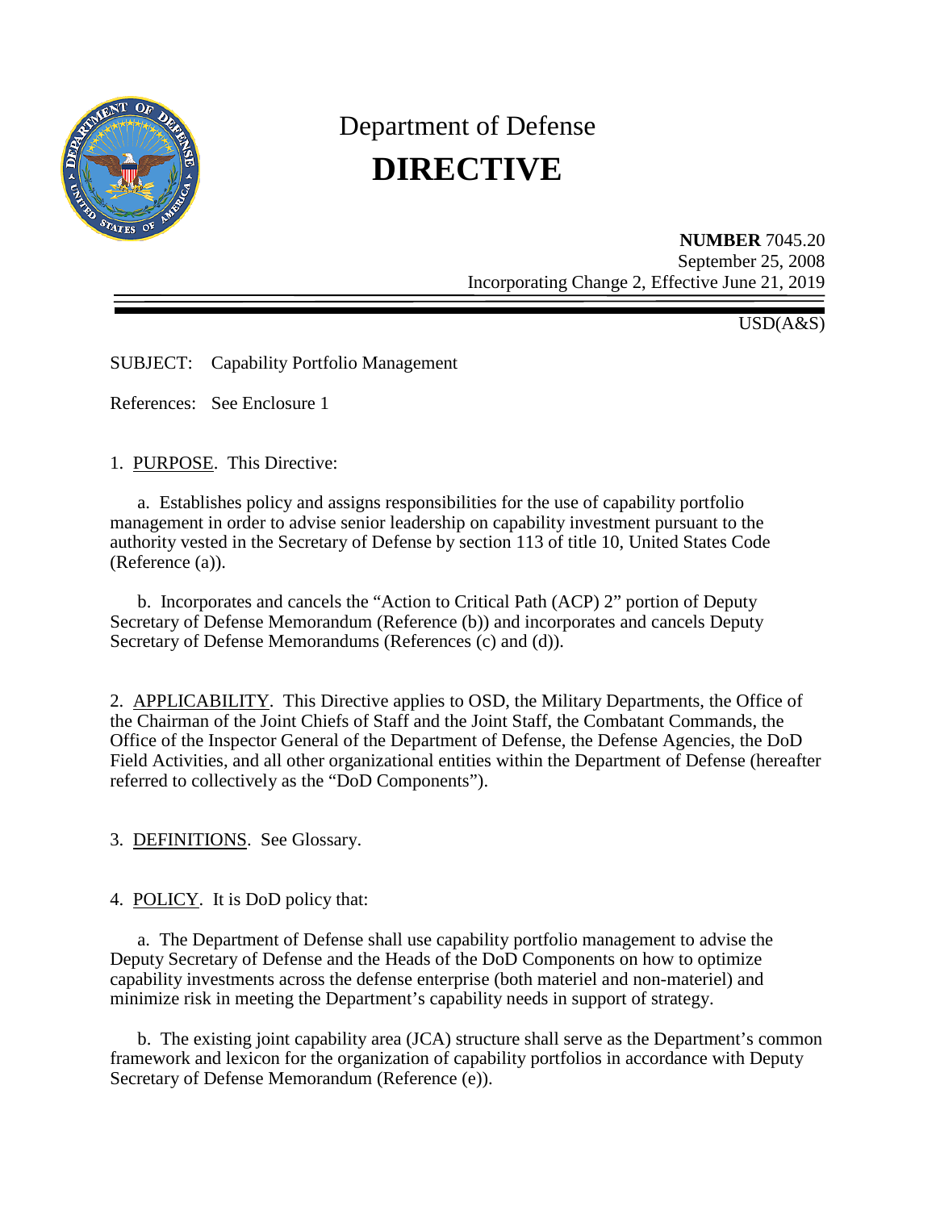# Department of Defense
# **DIRECTIVE**

**NUMBER** 7045.20
September 25, 2008
Incorporating Change 2, Effective June 21, 2019

USD(A&S)

SUBJECT: Capability Portfolio Management

References: See Enclosure 1

1. PURPOSE. This Directive:

a. Establishes policy and assigns responsibilities for the use of capability portfolio management in order to advise senior leadership on capability investment pursuant to the authority vested in the Secretary of Defense by section 113 of title 10, United States Code (Reference (a)).

b. Incorporates and cancels the "Action to Critical Path (ACP) 2" portion of Deputy Secretary of Defense Memorandum (Reference (b)) and incorporates and cancels Deputy Secretary of Defense Memorandums (References (c) and (d)).

2. APPLICABILITY. This Directive applies to OSD, the Military Departments, the Office of the Chairman of the Joint Chiefs of Staff and the Joint Staff, the Combatant Commands, the Office of the Inspector General of the Department of Defense, the Defense Agencies, the DoD Field Activities, and all other organizational entities within the Department of Defense (hereafter referred to collectively as the "DoD Components").

3. DEFINITIONS. See Glossary.

4. POLICY. It is DoD policy that:

a. The Department of Defense shall use capability portfolio management to advise the Deputy Secretary of Defense and the Heads of the DoD Components on how to optimize capability investments across the defense enterprise (both materiel and non-materiel) and minimize risk in meeting the Department's capability needs in support of strategy.

b. The existing joint capability area (JCA) structure shall serve as the Department's common framework and lexicon for the organization of capability portfolios in accordance with Deputy Secretary of Defense Memorandum (Reference (e)).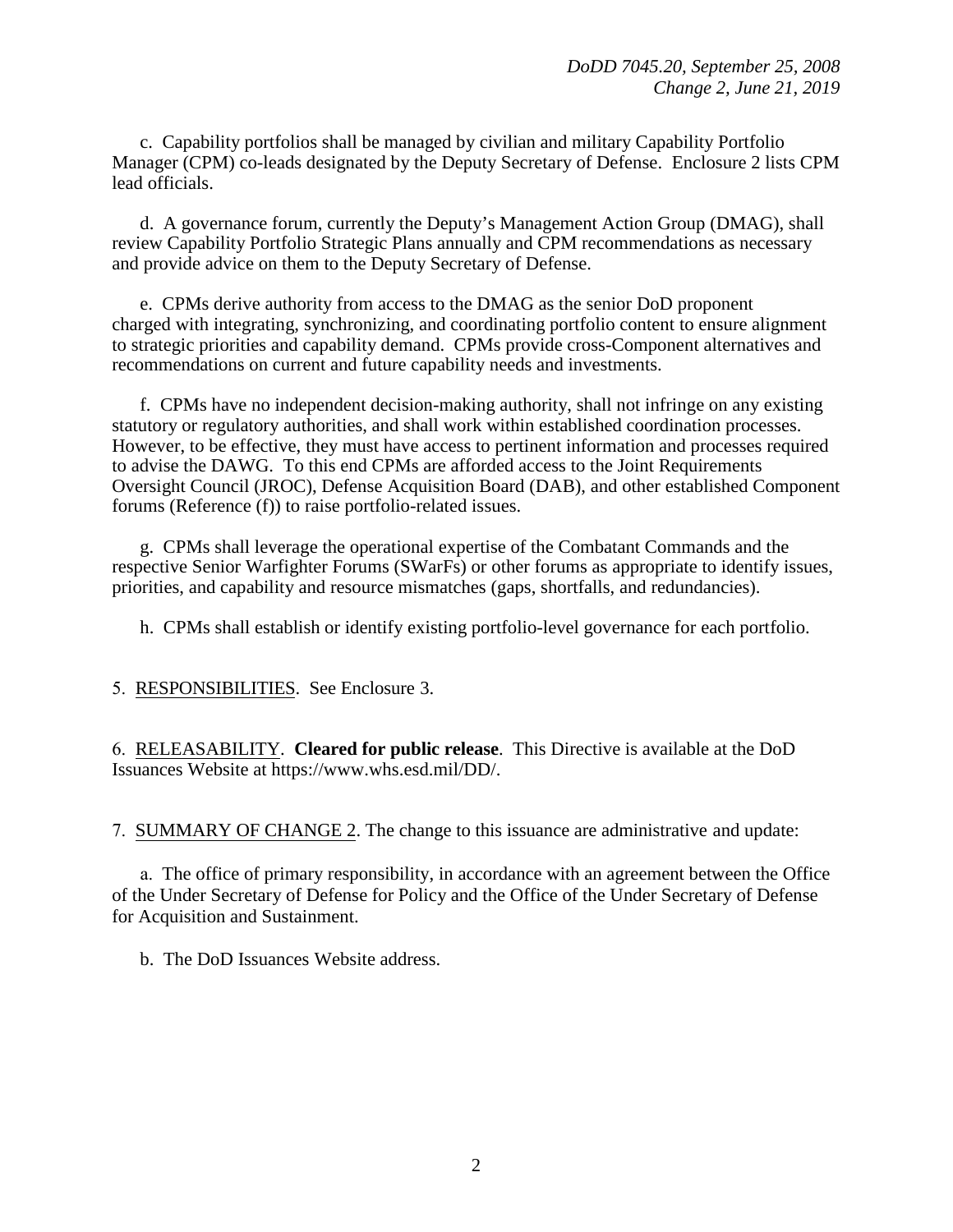c. Capability portfolios shall be managed by civilian and military Capability Portfolio Manager (CPM) co-leads designated by the Deputy Secretary of Defense. Enclosure 2 lists CPM lead officials.

d. A governance forum, currently the Deputy's Management Action Group (DMAG), shall review Capability Portfolio Strategic Plans annually and CPM recommendations as necessary and provide advice on them to the Deputy Secretary of Defense.

e. CPMs derive authority from access to the DMAG as the senior DoD proponent charged with integrating, synchronizing, and coordinating portfolio content to ensure alignment to strategic priorities and capability demand. CPMs provide cross-Component alternatives and recommendations on current and future capability needs and investments.

f. CPMs have no independent decision-making authority, shall not infringe on any existing statutory or regulatory authorities, and shall work within established coordination processes. However, to be effective, they must have access to pertinent information and processes required to advise the DAWG. To this end CPMs are afforded access to the Joint Requirements Oversight Council (JROC), Defense Acquisition Board (DAB), and other established Component forums (Reference (f)) to raise portfolio-related issues.

g. CPMs shall leverage the operational expertise of the Combatant Commands and the respective Senior Warfighter Forums (SWarFs) or other forums as appropriate to identify issues, priorities, and capability and resource mismatches (gaps, shortfalls, and redundancies).

h. CPMs shall establish or identify existing portfolio-level governance for each portfolio.

5. RESPONSIBILITIES. See Enclosure 3.

6. RELEASABILITY. **Cleared for public release**. This Directive is available at the DoD Issuances Website at https://www.whs.esd.mil/DD/.

7. SUMMARY OF CHANGE 2. The change to this issuance are administrative and update:

a. The office of primary responsibility, in accordance with an agreement between the Office of the Under Secretary of Defense for Policy and the Office of the Under Secretary of Defense for Acquisition and Sustainment.

b. The DoD Issuances Website address.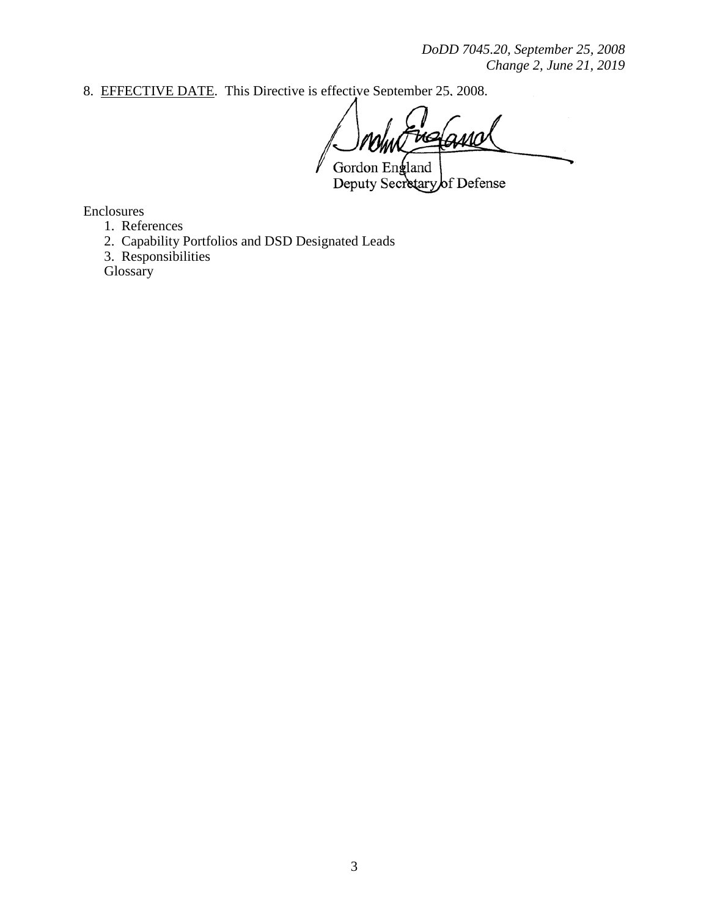8. EFFECTIVE DATE. This Directive is effective September 25, 2008.

Gordon England
Deputy Secretary of Defense

Enclosures

1. References
2. Capability Portfolios and DSD Designated Leads
3. Responsibilities

Glossary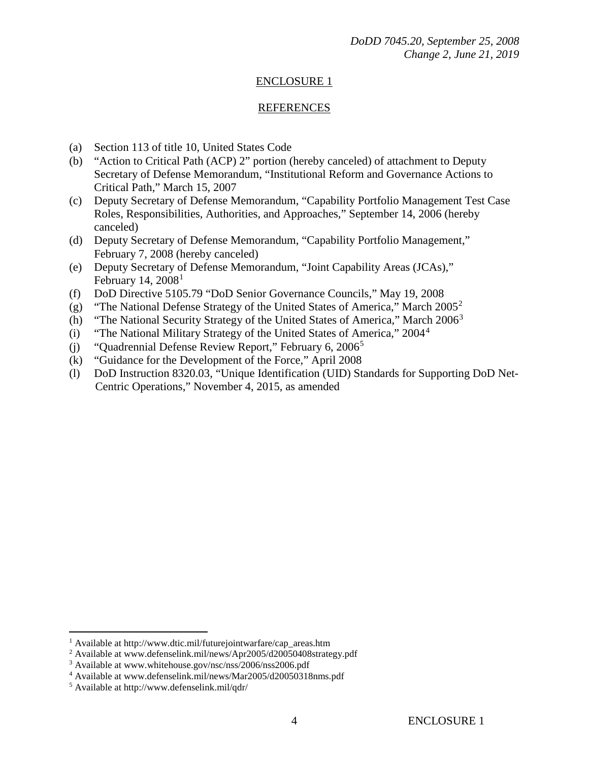## ENCLOSURE 1

## REFERENCES

(a) Section 113 of title 10, United States Code
(b) "Action to Critical Path (ACP) 2" portion (hereby canceled) of attachment to Deputy Secretary of Defense Memorandum, "Institutional Reform and Governance Actions to Critical Path," March 15, 2007
(c) Deputy Secretary of Defense Memorandum, "Capability Portfolio Management Test Case Roles, Responsibilities, Authorities, and Approaches," September 14, 2006 (hereby canceled)
(d) Deputy Secretary of Defense Memorandum, "Capability Portfolio Management," February 7, 2008 (hereby canceled)
(e) Deputy Secretary of Defense Memorandum, "Joint Capability Areas (JCAs)," February 14, 2008[1]
(f) DoD Directive 5105.79 "DoD Senior Governance Councils," May 19, 2008
(g) "The National Defense Strategy of the United States of America," March 2005[2]
(h) "The National Security Strategy of the United States of America," March 2006[3]
(i) "The National Military Strategy of the United States of America," 2004[4]
(j) "Quadrennial Defense Review Report," February 6, 2006[5]
(k) "Guidance for the Development of the Force," April 2008
(l) DoD Instruction 8320.03, "Unique Identification (UID) Standards for Supporting DoD Net-Centric Operations," November 4, 2015, as amended

---

[1] Available at http://www.dtic.mil/futurejointwarfare/cap_areas.htm
[2] Available at www.defenselink.mil/news/Apr2005/d20050408strategy.pdf
[3] Available at www.whitehouse.gov/nsc/nss/2006/nss2006.pdf
[4] Available at www.defenselink.mil/news/Mar2005/d20050318nms.pdf
[5] Available at http://www.defenselink.mil/qdr/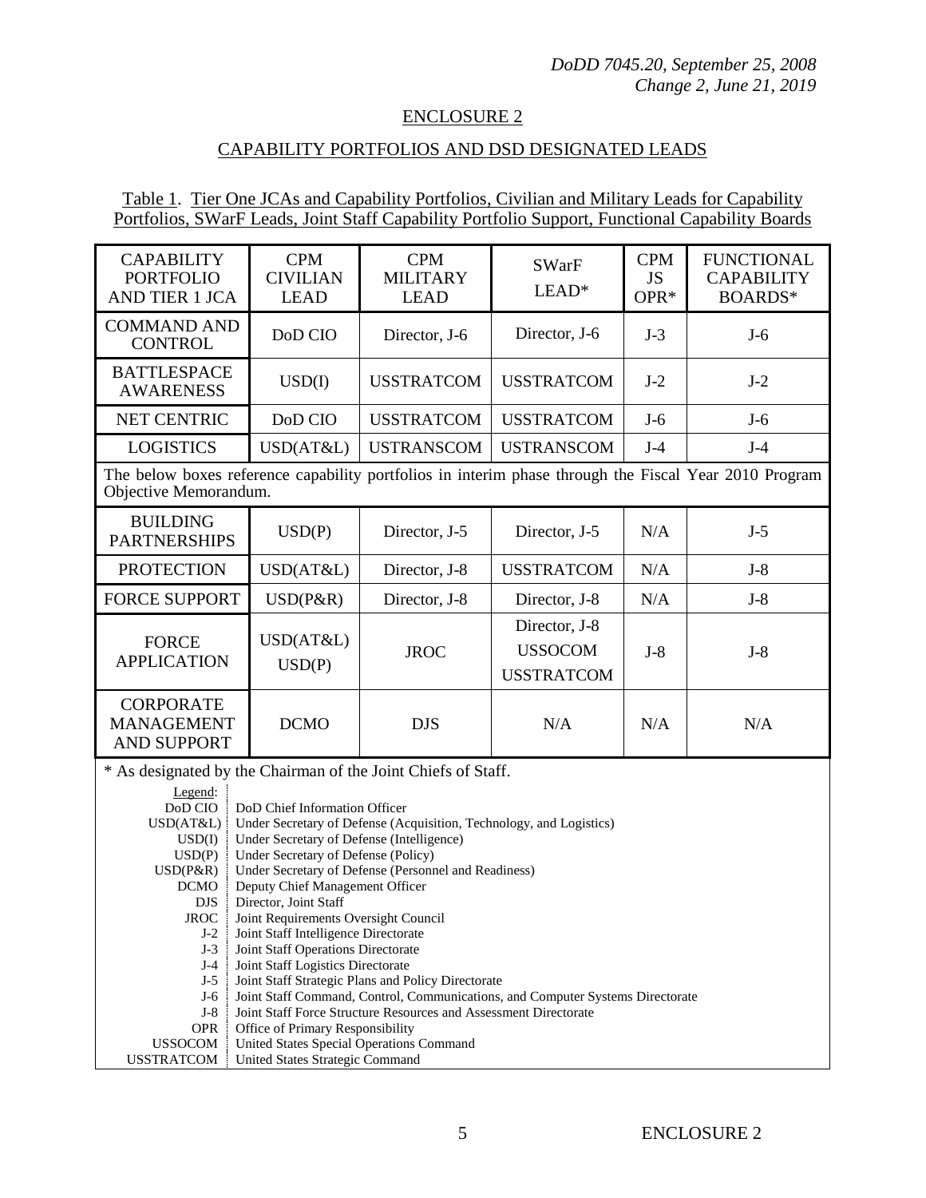## ENCLOSURE 2

## CAPABILITY PORTFOLIOS AND DSD DESIGNATED LEADS

Table 1. Tier One JCAs and Capability Portfolios, Civilian and Military Leads for Capability Portfolios, SWarF Leads, Joint Staff Capability Portfolio Support, Functional Capability Boards

| CAPABILITY PORTFOLIO AND TIER 1 JCA | CPM CIVILIAN LEAD | CPM MILITARY LEAD | SWarF LEAD* | CPM JS OPR* | FUNCTIONAL CAPABILITY BOARDS* |
|---|---|---|---|---|---|
| COMMAND AND CONTROL | DoD CIO | Director, J-6 | Director, J-6 | J-3 | J-6 |
| BATTLESPACE AWARENESS | USD(I) | USSTRATCOM | USSTRATCOM | J-2 | J-2 |
| NET CENTRIC | DoD CIO | USSTRATCOM | USSTRATCOM | J-6 | J-6 |
| LOGISTICS | USD(AT&L) | USTRANSCOM | USTRANSCOM | J-4 | J-4 |
| The below boxes reference capability portfolios in interim phase through the Fiscal Year 2010 Program Objective Memorandum. | | | | | |
| BUILDING PARTNERSHIPS | USD(P) | Director, J-5 | Director, J-5 | N/A | J-5 |
| PROTECTION | USD(AT&L) | Director, J-8 | USSTRATCOM | N/A | J-8 |
| FORCE SUPPORT | USD(P&R) | Director, J-8 | Director, J-8 | N/A | J-8 |
| FORCE APPLICATION | USD(AT&L) USD(P) | JROC | Director, J-8 USSOCOM USSTRATCOM | J-8 | J-8 |
| CORPORATE MANAGEMENT AND SUPPORT | DCMO | DJS | N/A | N/A | N/A |

\* As designated by the Chairman of the Joint Chiefs of Staff.

Legend:

| | |
|---|---|
| DoD CIO | DoD Chief Information Officer |
| USD(AT&L) | Under Secretary of Defense (Acquisition, Technology, and Logistics) |
| USD(I) | Under Secretary of Defense (Intelligence) |
| USD(P) | Under Secretary of Defense (Policy) |
| USD(P&R) | Under Secretary of Defense (Personnel and Readiness) |
| DCMO | Deputy Chief Management Officer |
| DJS | Director, Joint Staff |
| JROC | Joint Requirements Oversight Council |
| J-2 | Joint Staff Intelligence Directorate |
| J-3 | Joint Staff Operations Directorate |
| J-4 | Joint Staff Logistics Directorate |
| J-5 | Joint Staff Strategic Plans and Policy Directorate |
| J-6 | Joint Staff Command, Control, Communications, and Computer Systems Directorate |
| J-8 | Joint Staff Force Structure Resources and Assessment Directorate |
| OPR | Office of Primary Responsibility |
| USSOCOM | United States Special Operations Command |
| USSTRATCOM | United States Strategic Command |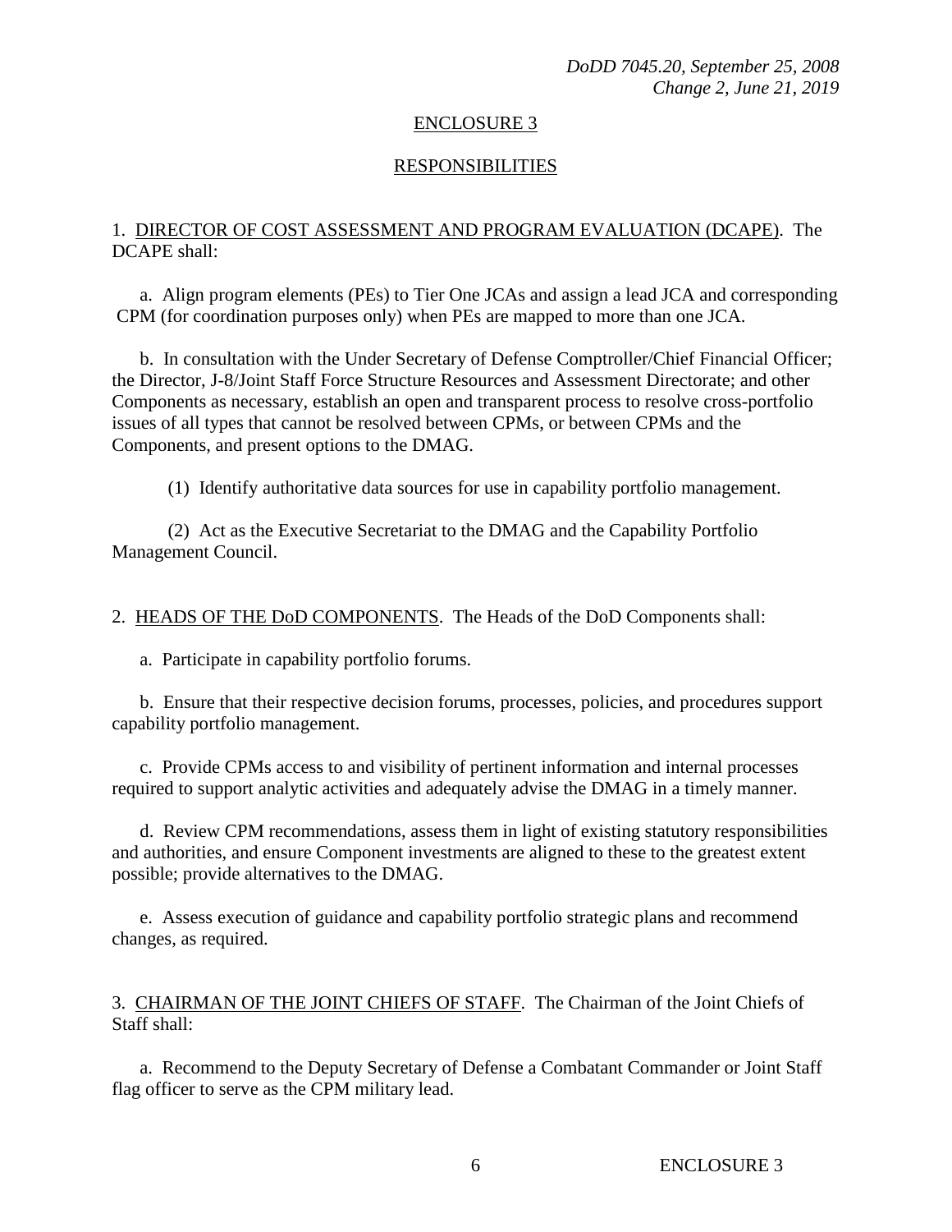## ENCLOSURE 3

## RESPONSIBILITIES

1. DIRECTOR OF COST ASSESSMENT AND PROGRAM EVALUATION (DCAPE). The DCAPE shall:

a. Align program elements (PEs) to Tier One JCAs and assign a lead JCA and corresponding CPM (for coordination purposes only) when PEs are mapped to more than one JCA.

b. In consultation with the Under Secretary of Defense Comptroller/Chief Financial Officer; the Director, J-8/Joint Staff Force Structure Resources and Assessment Directorate; and other Components as necessary, establish an open and transparent process to resolve cross-portfolio issues of all types that cannot be resolved between CPMs, or between CPMs and the Components, and present options to the DMAG.

(1) Identify authoritative data sources for use in capability portfolio management.

(2) Act as the Executive Secretariat to the DMAG and the Capability Portfolio Management Council.

2. HEADS OF THE DoD COMPONENTS. The Heads of the DoD Components shall:

a. Participate in capability portfolio forums.

b. Ensure that their respective decision forums, processes, policies, and procedures support capability portfolio management.

c. Provide CPMs access to and visibility of pertinent information and internal processes required to support analytic activities and adequately advise the DMAG in a timely manner.

d. Review CPM recommendations, assess them in light of existing statutory responsibilities and authorities, and ensure Component investments are aligned to these to the greatest extent possible; provide alternatives to the DMAG.

e. Assess execution of guidance and capability portfolio strategic plans and recommend changes, as required.

3. CHAIRMAN OF THE JOINT CHIEFS OF STAFF. The Chairman of the Joint Chiefs of Staff shall:

a. Recommend to the Deputy Secretary of Defense a Combatant Commander or Joint Staff flag officer to serve as the CPM military lead.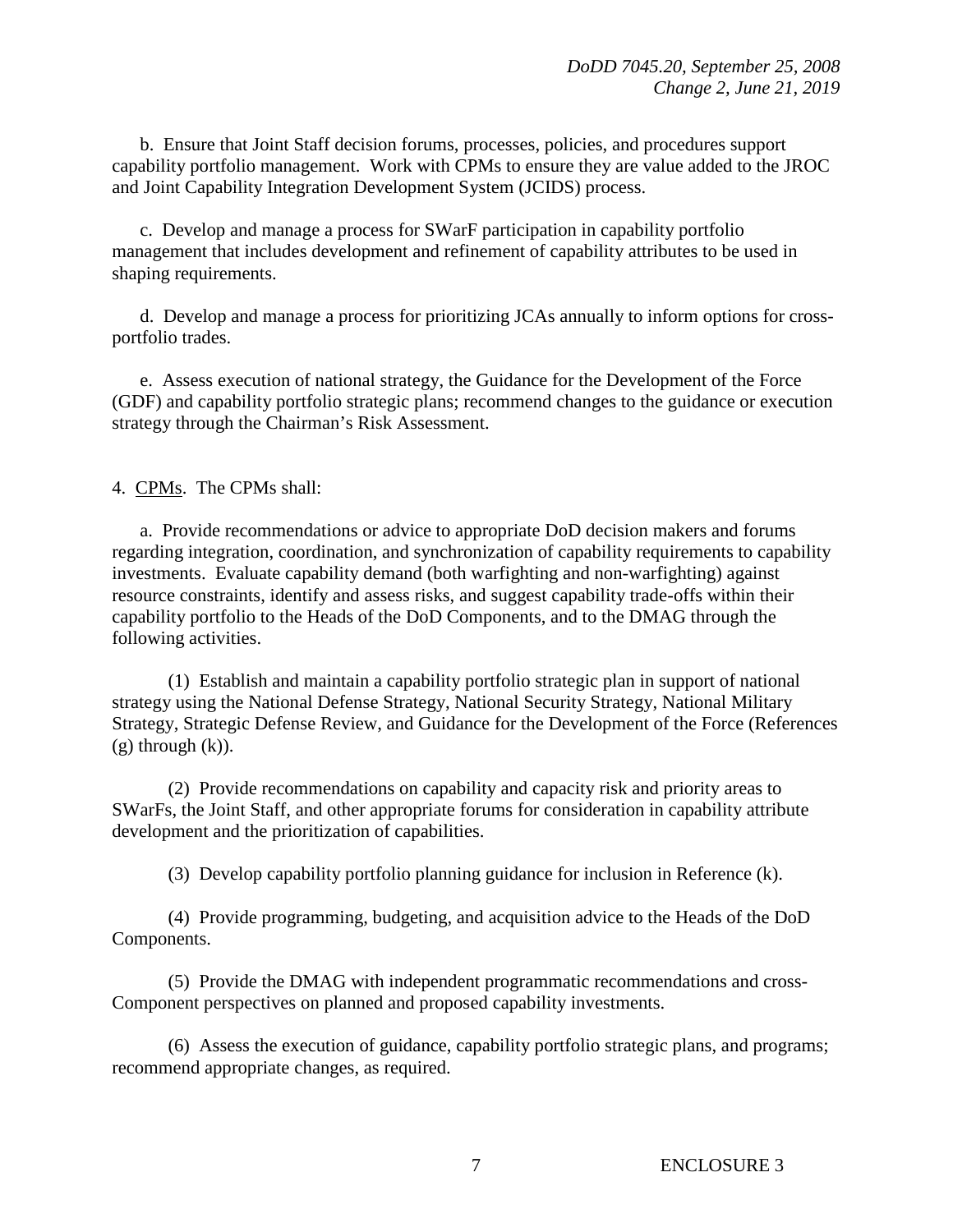b. Ensure that Joint Staff decision forums, processes, policies, and procedures support capability portfolio management. Work with CPMs to ensure they are value added to the JROC and Joint Capability Integration Development System (JCIDS) process.

c. Develop and manage a process for SWarF participation in capability portfolio management that includes development and refinement of capability attributes to be used in shaping requirements.

d. Develop and manage a process for prioritizing JCAs annually to inform options for cross-portfolio trades.

e. Assess execution of national strategy, the Guidance for the Development of the Force (GDF) and capability portfolio strategic plans; recommend changes to the guidance or execution strategy through the Chairman's Risk Assessment.

4. CPMs. The CPMs shall:

a. Provide recommendations or advice to appropriate DoD decision makers and forums regarding integration, coordination, and synchronization of capability requirements to capability investments. Evaluate capability demand (both warfighting and non-warfighting) against resource constraints, identify and assess risks, and suggest capability trade-offs within their capability portfolio to the Heads of the DoD Components, and to the DMAG through the following activities.

(1) Establish and maintain a capability portfolio strategic plan in support of national strategy using the National Defense Strategy, National Security Strategy, National Military Strategy, Strategic Defense Review, and Guidance for the Development of the Force (References (g) through (k)).

(2) Provide recommendations on capability and capacity risk and priority areas to SWarFs, the Joint Staff, and other appropriate forums for consideration in capability attribute development and the prioritization of capabilities.

(3) Develop capability portfolio planning guidance for inclusion in Reference (k).

(4) Provide programming, budgeting, and acquisition advice to the Heads of the DoD Components.

(5) Provide the DMAG with independent programmatic recommendations and cross-Component perspectives on planned and proposed capability investments.

(6) Assess the execution of guidance, capability portfolio strategic plans, and programs; recommend appropriate changes, as required.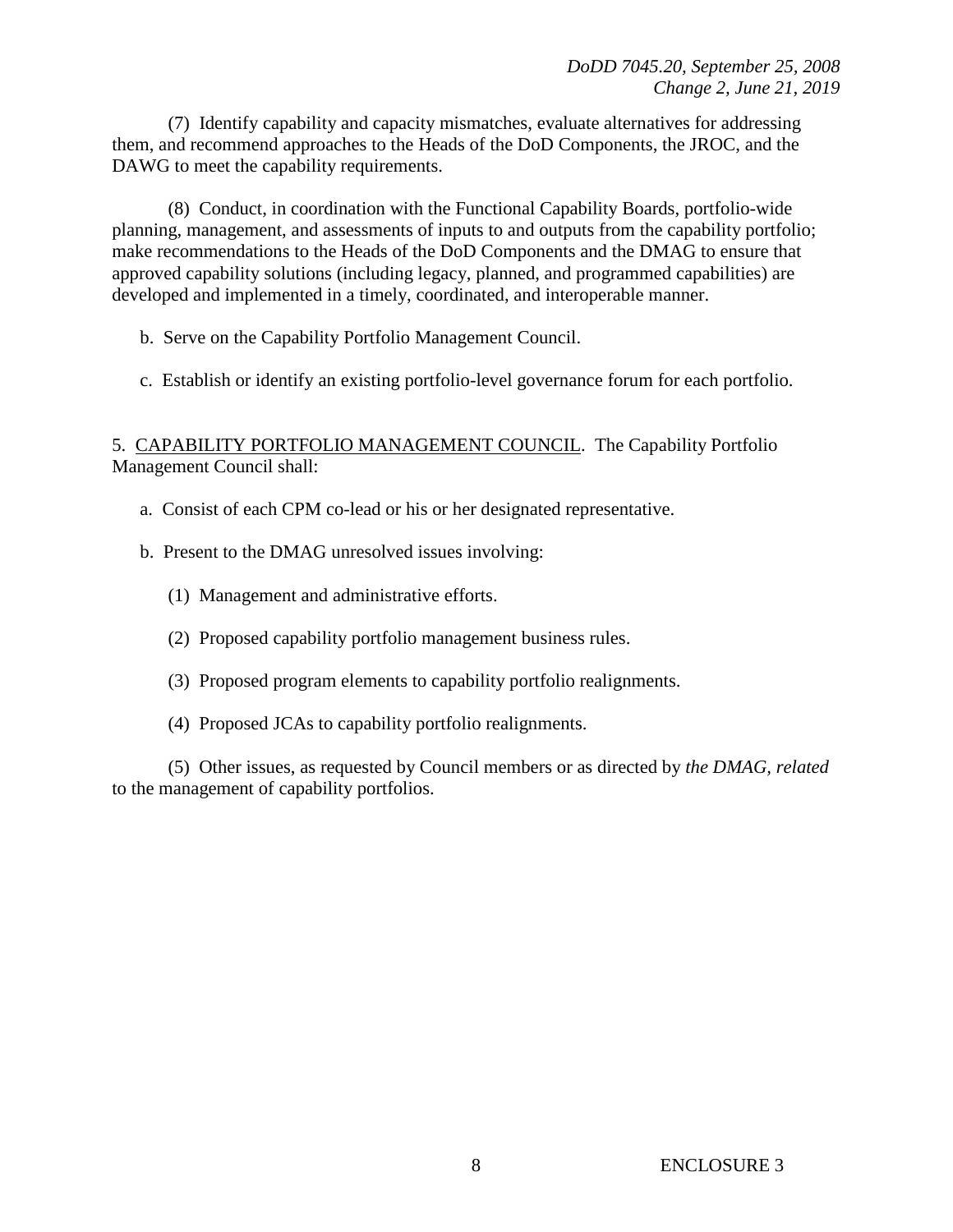(7) Identify capability and capacity mismatches, evaluate alternatives for addressing them, and recommend approaches to the Heads of the DoD Components, the JROC, and the DAWG to meet the capability requirements.

(8) Conduct, in coordination with the Functional Capability Boards, portfolio-wide planning, management, and assessments of inputs to and outputs from the capability portfolio; make recommendations to the Heads of the DoD Components and the DMAG to ensure that approved capability solutions (including legacy, planned, and programmed capabilities) are developed and implemented in a timely, coordinated, and interoperable manner.

b. Serve on the Capability Portfolio Management Council.

c. Establish or identify an existing portfolio-level governance forum for each portfolio.

5. CAPABILITY PORTFOLIO MANAGEMENT COUNCIL. The Capability Portfolio Management Council shall:

a. Consist of each CPM co-lead or his or her designated representative.

b. Present to the DMAG unresolved issues involving:

(1) Management and administrative efforts.

(2) Proposed capability portfolio management business rules.

(3) Proposed program elements to capability portfolio realignments.

(4) Proposed JCAs to capability portfolio realignments.

(5) Other issues, as requested by Council members or as directed by *the DMAG, related* to the management of capability portfolios.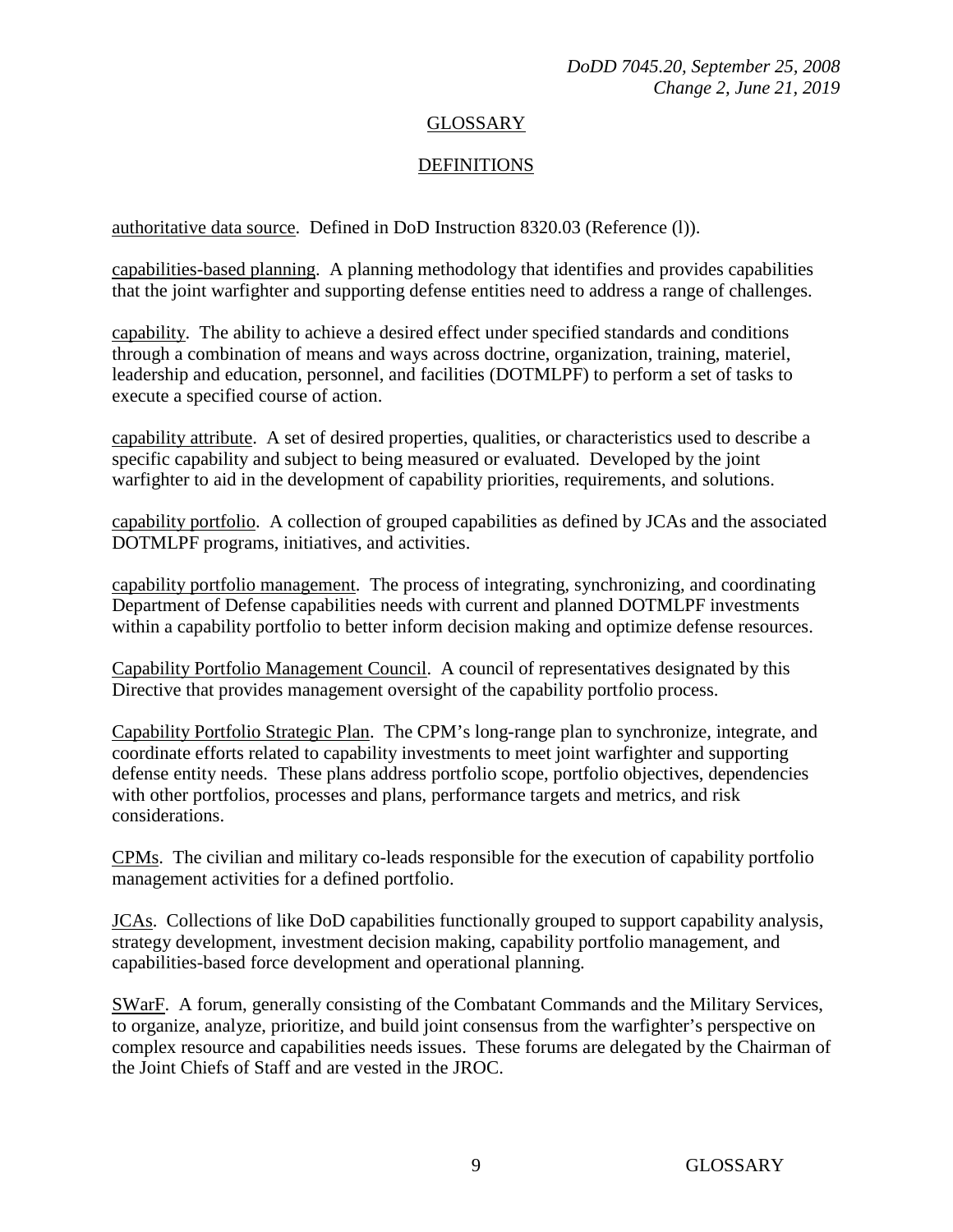## GLOSSARY

## DEFINITIONS

authoritative data source. Defined in DoD Instruction 8320.03 (Reference (l)).

capabilities-based planning. A planning methodology that identifies and provides capabilities that the joint warfighter and supporting defense entities need to address a range of challenges.

capability. The ability to achieve a desired effect under specified standards and conditions through a combination of means and ways across doctrine, organization, training, materiel, leadership and education, personnel, and facilities (DOTMLPF) to perform a set of tasks to execute a specified course of action.

capability attribute. A set of desired properties, qualities, or characteristics used to describe a specific capability and subject to being measured or evaluated. Developed by the joint warfighter to aid in the development of capability priorities, requirements, and solutions.

capability portfolio. A collection of grouped capabilities as defined by JCAs and the associated DOTMLPF programs, initiatives, and activities.

capability portfolio management. The process of integrating, synchronizing, and coordinating Department of Defense capabilities needs with current and planned DOTMLPF investments within a capability portfolio to better inform decision making and optimize defense resources.

Capability Portfolio Management Council. A council of representatives designated by this Directive that provides management oversight of the capability portfolio process.

Capability Portfolio Strategic Plan. The CPM's long-range plan to synchronize, integrate, and coordinate efforts related to capability investments to meet joint warfighter and supporting defense entity needs. These plans address portfolio scope, portfolio objectives, dependencies with other portfolios, processes and plans, performance targets and metrics, and risk considerations.

CPMs. The civilian and military co-leads responsible for the execution of capability portfolio management activities for a defined portfolio.

JCAs. Collections of like DoD capabilities functionally grouped to support capability analysis, strategy development, investment decision making, capability portfolio management, and capabilities-based force development and operational planning.

SWarF. A forum, generally consisting of the Combatant Commands and the Military Services, to organize, analyze, prioritize, and build joint consensus from the warfighter's perspective on complex resource and capabilities needs issues. These forums are delegated by the Chairman of the Joint Chiefs of Staff and are vested in the JROC.